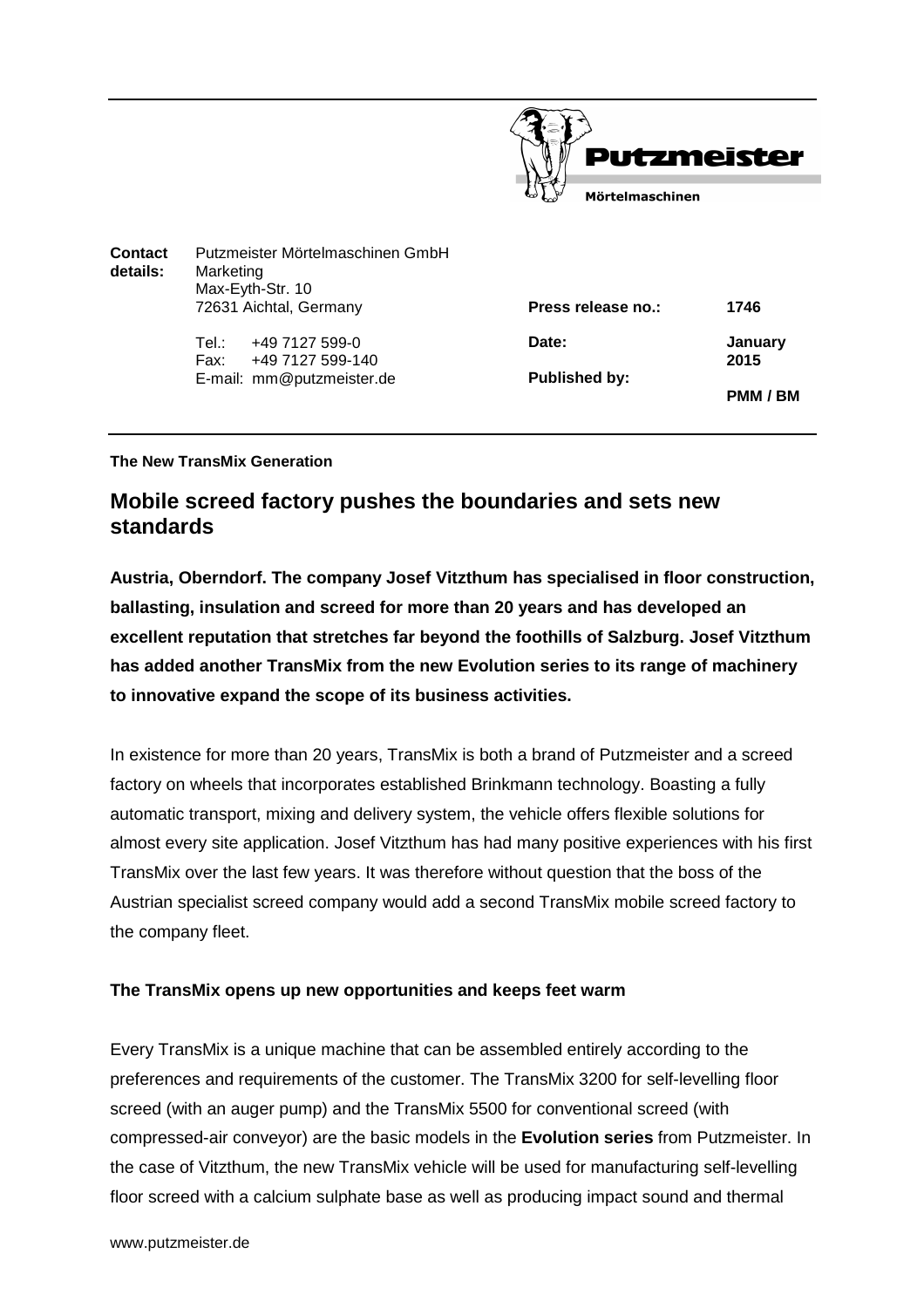Putzmeister
Mörtelmaschinen

| **Contact details:** | Putzmeister Mörtelmaschinen GmbH<br>Marketing<br>Max-Eyth-Str. 10<br>72631 Aichtal, Germany | **Press release no.:** | **1746** |
|---|---|---|---|
| | Tel.: +49 7127 599-0<br>Fax: +49 7127 599-140<br>E-mail: mm@putzmeister.de | **Date:** | **January 2015** |
| | | **Published by:** | **PMM / BM** |

**The New TransMix Generation**

## Mobile screed factory pushes the boundaries and sets new standards

**Austria, Oberndorf. The company Josef Vitzthum has specialised in floor construction, ballasting, insulation and screed for more than 20 years and has developed an excellent reputation that stretches far beyond the foothills of Salzburg. Josef Vitzthum has added another TransMix from the new Evolution series to its range of machinery to innovative expand the scope of its business activities.**

In existence for more than 20 years, TransMix is both a brand of Putzmeister and a screed factory on wheels that incorporates established Brinkmann technology. Boasting a fully automatic transport, mixing and delivery system, the vehicle offers flexible solutions for almost every site application. Josef Vitzthum has had many positive experiences with his first TransMix over the last few years. It was therefore without question that the boss of the Austrian specialist screed company would add a second TransMix mobile screed factory to the company fleet.

### The TransMix opens up new opportunities and keeps feet warm

Every TransMix is a unique machine that can be assembled entirely according to the preferences and requirements of the customer. The TransMix 3200 for self-levelling floor screed (with an auger pump) and the TransMix 5500 for conventional screed (with compressed-air conveyor) are the basic models in the **Evolution series** from Putzmeister. In the case of Vitzthum, the new TransMix vehicle will be used for manufacturing self-levelling floor screed with a calcium sulphate base as well as producing impact sound and thermal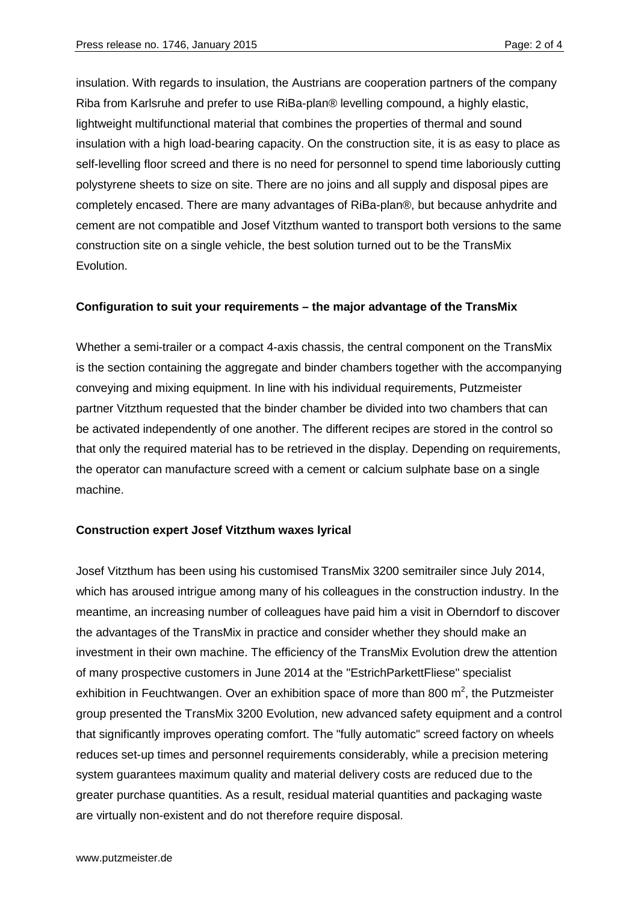insulation. With regards to insulation, the Austrians are cooperation partners of the company Riba from Karlsruhe and prefer to use RiBa-plan® levelling compound, a highly elastic, lightweight multifunctional material that combines the properties of thermal and sound insulation with a high load-bearing capacity. On the construction site, it is as easy to place as self-levelling floor screed and there is no need for personnel to spend time laboriously cutting polystyrene sheets to size on site. There are no joins and all supply and disposal pipes are completely encased. There are many advantages of RiBa-plan®, but because anhydrite and cement are not compatible and Josef Vitzthum wanted to transport both versions to the same construction site on a single vehicle, the best solution turned out to be the TransMix Evolution.

**Configuration to suit your requirements – the major advantage of the TransMix**

Whether a semi-trailer or a compact 4-axis chassis, the central component on the TransMix is the section containing the aggregate and binder chambers together with the accompanying conveying and mixing equipment. In line with his individual requirements, Putzmeister partner Vitzthum requested that the binder chamber be divided into two chambers that can be activated independently of one another. The different recipes are stored in the control so that only the required material has to be retrieved in the display. Depending on requirements, the operator can manufacture screed with a cement or calcium sulphate base on a single machine.

**Construction expert Josef Vitzthum waxes lyrical**

Josef Vitzthum has been using his customised TransMix 3200 semitrailer since July 2014, which has aroused intrigue among many of his colleagues in the construction industry. In the meantime, an increasing number of colleagues have paid him a visit in Oberndorf to discover the advantages of the TransMix in practice and consider whether they should make an investment in their own machine. The efficiency of the TransMix Evolution drew the attention of many prospective customers in June 2014 at the "EstrichParkettFliese" specialist exhibition in Feuchtwangen. Over an exhibition space of more than 800 $m^2$, the Putzmeister group presented the TransMix 3200 Evolution, new advanced safety equipment and a control that significantly improves operating comfort. The "fully automatic" screed factory on wheels reduces set-up times and personnel requirements considerably, while a precision metering system guarantees maximum quality and material delivery costs are reduced due to the greater purchase quantities. As a result, residual material quantities and packaging waste are virtually non-existent and do not therefore require disposal.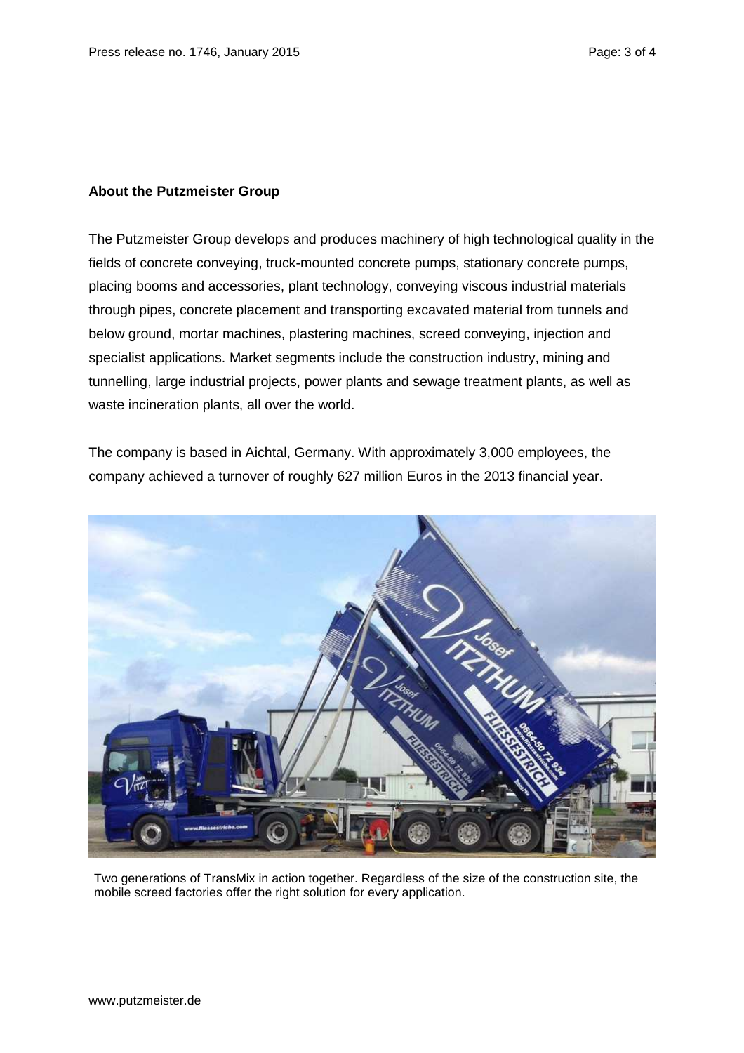**About the Putzmeister Group**

The Putzmeister Group develops and produces machinery of high technological quality in the fields of concrete conveying, truck-mounted concrete pumps, stationary concrete pumps, placing booms and accessories, plant technology, conveying viscous industrial materials through pipes, concrete placement and transporting excavated material from tunnels and below ground, mortar machines, plastering machines, screed conveying, injection and specialist applications. Market segments include the construction industry, mining and tunnelling, large industrial projects, power plants and sewage treatment plants, as well as waste incineration plants, all over the world.

The company is based in Aichtal, Germany. With approximately 3,000 employees, the company achieved a turnover of roughly 627 million Euros in the 2013 financial year.

Two generations of TransMix in action together. Regardless of the size of the construction site, the mobile screed factories offer the right solution for every application.

www.putzmeister.de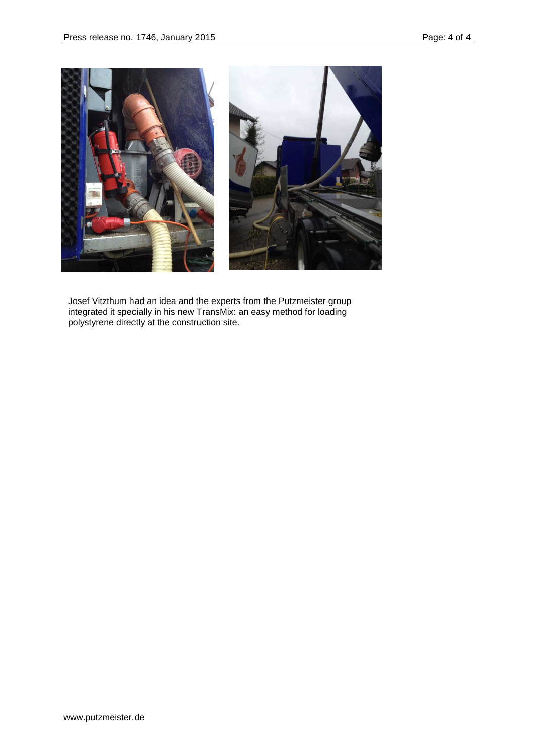Josef Vitzthum had an idea and the experts from the Putzmeister group integrated it specially in his new TransMix: an easy method for loading polystyrene directly at the construction site.